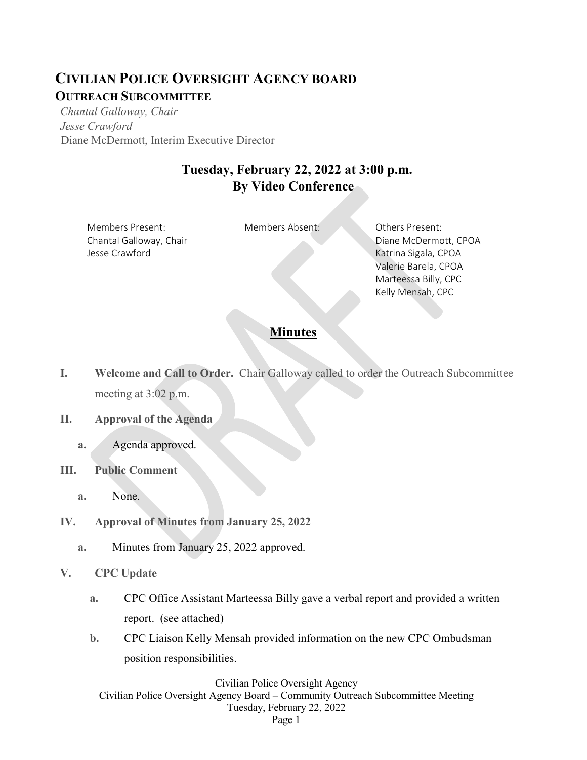# CIVILIAN POLICE OVERSIGHT AGENCY BOARD

## OUTREACH SUBCOMMITTEE

*Chantal Galloway, Chair*
*Jesse Crawford*
Diane McDermott, Interim Executive Director

### Tuesday, February 22, 2022 at 3:00 p.m.
### By Video Conference

| Members Present: | Members Absent: | Others Present: |
|---|---|---|
| Chantal Galloway, Chair | | Diane McDermott, CPOA |
| Jesse Crawford | | Katrina Sigala, CPOA |
| | | Valerie Barela, CPOA |
| | | Marteessa Billy, CPC |
| | | Kelly Mensah, CPC |

## Minutes

**I. Welcome and Call to Order.** Chair Galloway called to order the Outreach Subcommittee meeting at 3:02 p.m.

**II. Approval of the Agenda**

a. Agenda approved.

**III. Public Comment**

a. None.

**IV. Approval of Minutes from January 25, 2022**

a. Minutes from January 25, 2022 approved.

**V. CPC Update**

a. CPC Office Assistant Marteessa Billy gave a verbal report and provided a written report. (see attached)

b. CPC Liaison Kelly Mensah provided information on the new CPC Ombudsman position responsibilities.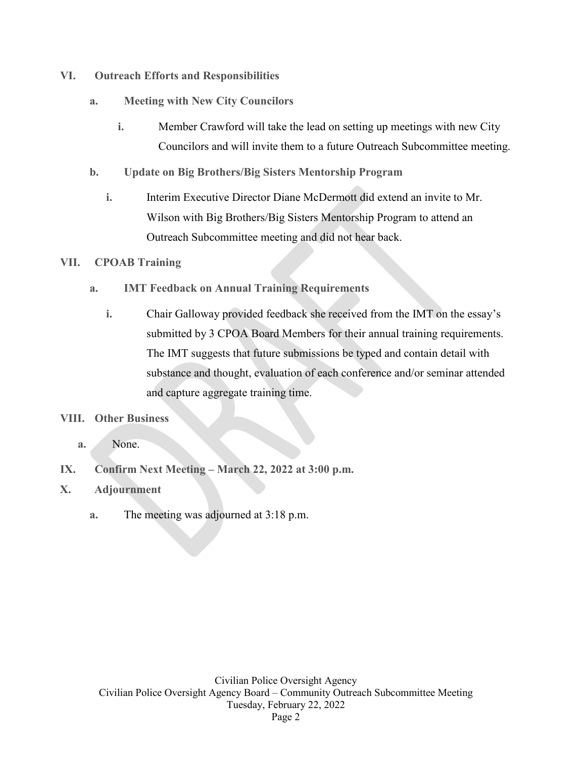## VI. Outreach Efforts and Responsibilities

### a. Meeting with New City Councilors

i. Member Crawford will take the lead on setting up meetings with new City Councilors and will invite them to a future Outreach Subcommittee meeting.

### b. Update on Big Brothers/Big Sisters Mentorship Program

i. Interim Executive Director Diane McDermott did extend an invite to Mr. Wilson with Big Brothers/Big Sisters Mentorship Program to attend an Outreach Subcommittee meeting and did not hear back.

## VII. CPOAB Training

### a. IMT Feedback on Annual Training Requirements

i. Chair Galloway provided feedback she received from the IMT on the essay's submitted by 3 CPOA Board Members for their annual training requirements. The IMT suggests that future submissions be typed and contain detail with substance and thought, evaluation of each conference and/or seminar attended and capture aggregate training time.

## VIII. Other Business

a. None.

## IX. Confirm Next Meeting – March 22, 2022 at 3:00 p.m.

## X. Adjournment

a. The meeting was adjourned at 3:18 p.m.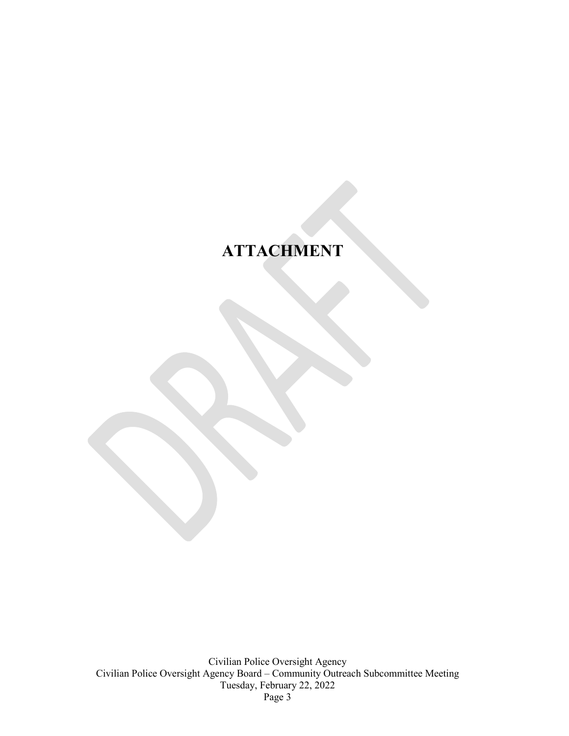# ATTACHMENT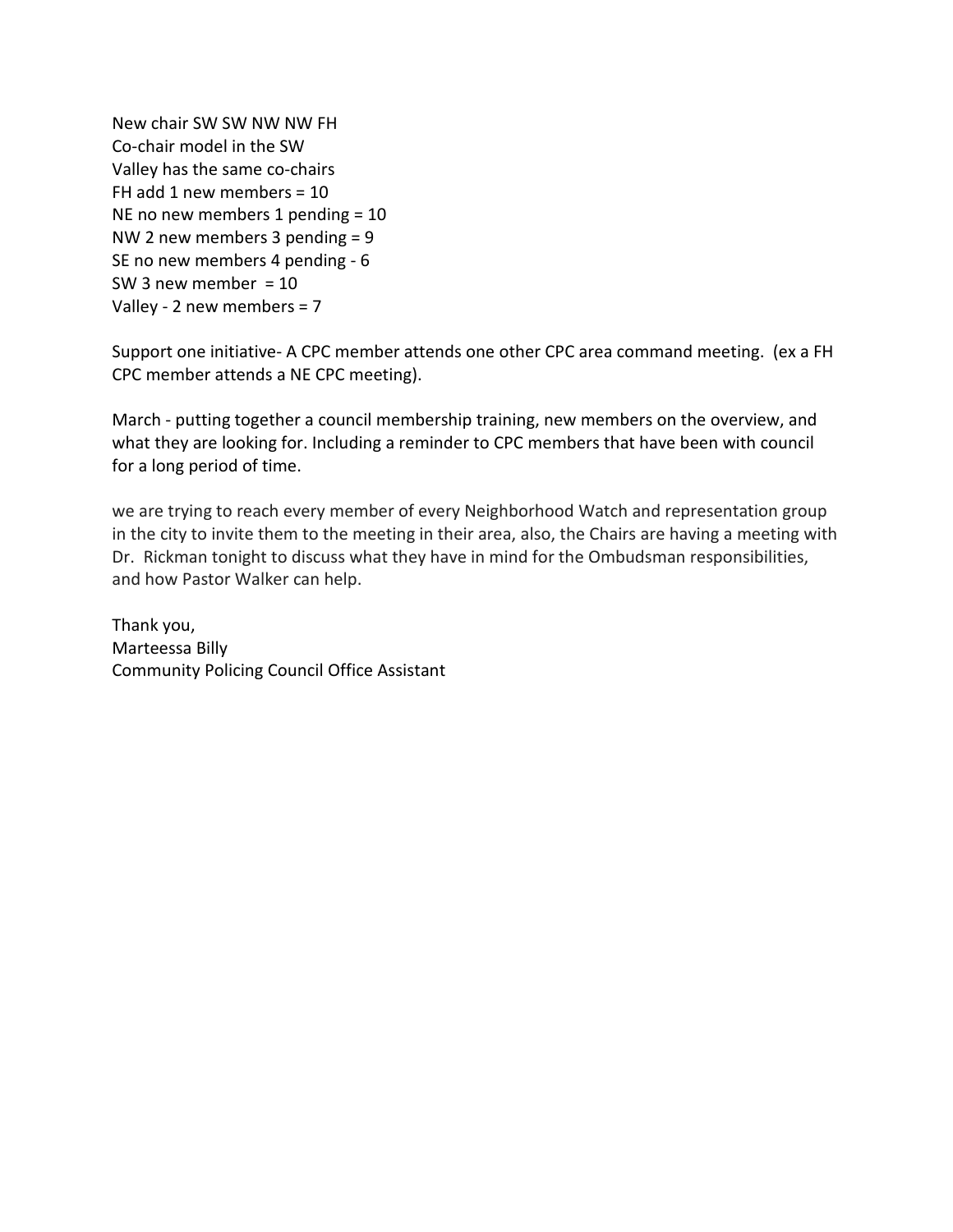New chair SW SW NW NW FH
Co-chair model in the SW
Valley has the same co-chairs
FH add 1 new members = 10
NE no new members 1 pending = 10
NW 2 new members 3 pending = 9
SE no new members 4 pending - 6
SW 3 new member = 10
Valley - 2 new members = 7

Support one initiative- A CPC member attends one other CPC area command meeting. (ex a FH CPC member attends a NE CPC meeting).

March - putting together a council membership training, new members on the overview, and what they are looking for. Including a reminder to CPC members that have been with council for a long period of time.

we are trying to reach every member of every Neighborhood Watch and representation group in the city to invite them to the meeting in their area, also, the Chairs are having a meeting with Dr. Rickman tonight to discuss what they have in mind for the Ombudsman responsibilities, and how Pastor Walker can help.

Thank you,
Marteessa Billy
Community Policing Council Office Assistant